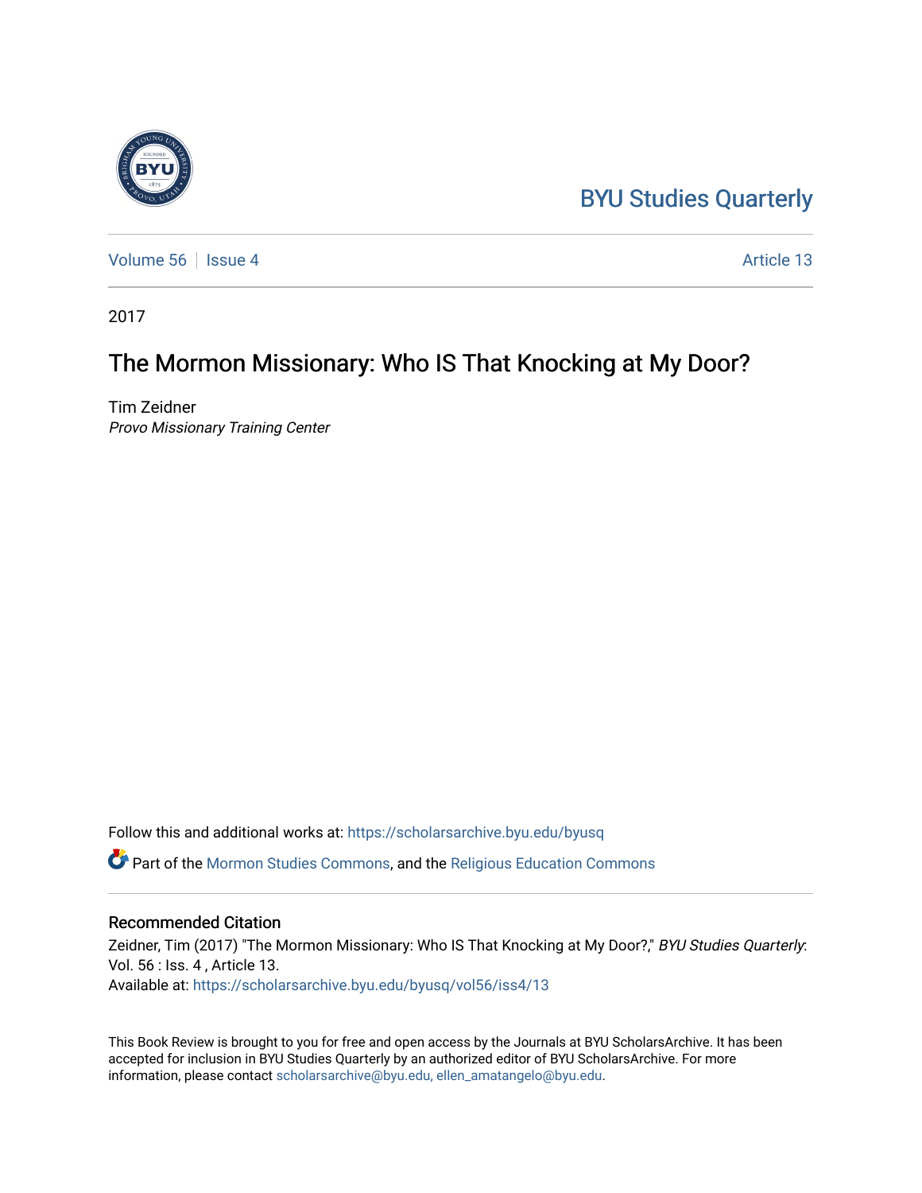BYU Studies Quarterly

Volume 56 | Issue 4 | Article 13

2017

# The Mormon Missionary: Who IS That Knocking at My Door?

Tim Zeidner
*Provo Missionary Training Center*

Follow this and additional works at: https://scholarsarchive.byu.edu/byusq

Part of the Mormon Studies Commons, and the Religious Education Commons

## Recommended Citation

Zeidner, Tim (2017) "The Mormon Missionary: Who IS That Knocking at My Door?," *BYU Studies Quarterly*: Vol. 56 : Iss. 4 , Article 13.
Available at: https://scholarsarchive.byu.edu/byusq/vol56/iss4/13

This Book Review is brought to you for free and open access by the Journals at BYU ScholarsArchive. It has been accepted for inclusion in BYU Studies Quarterly by an authorized editor of BYU ScholarsArchive. For more information, please contact scholarsarchive@byu.edu, ellen_amatangelo@byu.edu.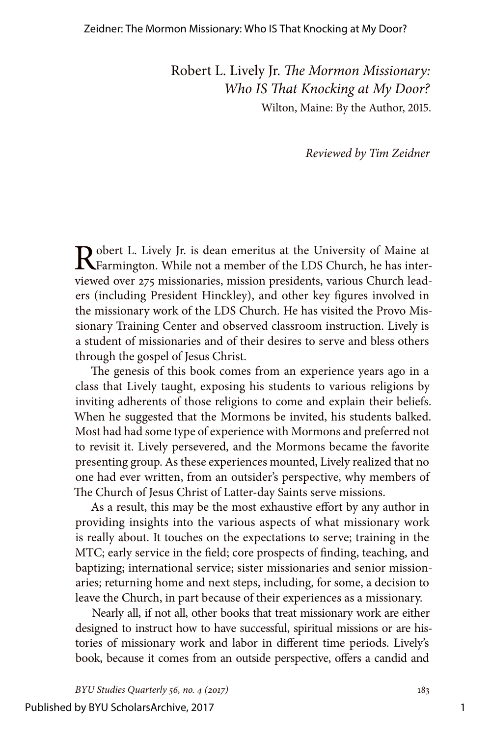Robert L. Lively Jr. *The Mormon Missionary: Who IS That Knocking at My Door?*
Wilton, Maine: By the Author, 2015.

*Reviewed by Tim Zeidner*

Robert L. Lively Jr. is dean emeritus at the University of Maine at Farmington. While not a member of the LDS Church, he has interviewed over 275 missionaries, mission presidents, various Church leaders (including President Hinckley), and other key figures involved in the missionary work of the LDS Church. He has visited the Provo Missionary Training Center and observed classroom instruction. Lively is a student of missionaries and of their desires to serve and bless others through the gospel of Jesus Christ.

The genesis of this book comes from an experience years ago in a class that Lively taught, exposing his students to various religions by inviting adherents of those religions to come and explain their beliefs. When he suggested that the Mormons be invited, his students balked. Most had had some type of experience with Mormons and preferred not to revisit it. Lively persevered, and the Mormons became the favorite presenting group. As these experiences mounted, Lively realized that no one had ever written, from an outsider's perspective, why members of The Church of Jesus Christ of Latter-day Saints serve missions.

As a result, this may be the most exhaustive effort by any author in providing insights into the various aspects of what missionary work is really about. It touches on the expectations to serve; training in the MTC; early service in the field; core prospects of finding, teaching, and baptizing; international service; sister missionaries and senior missionaries; returning home and next steps, including, for some, a decision to leave the Church, in part because of their experiences as a missionary.

Nearly all, if not all, other books that treat missionary work are either designed to instruct how to have successful, spiritual missions or are histories of missionary work and labor in different time periods. Lively's book, because it comes from an outside perspective, offers a candid and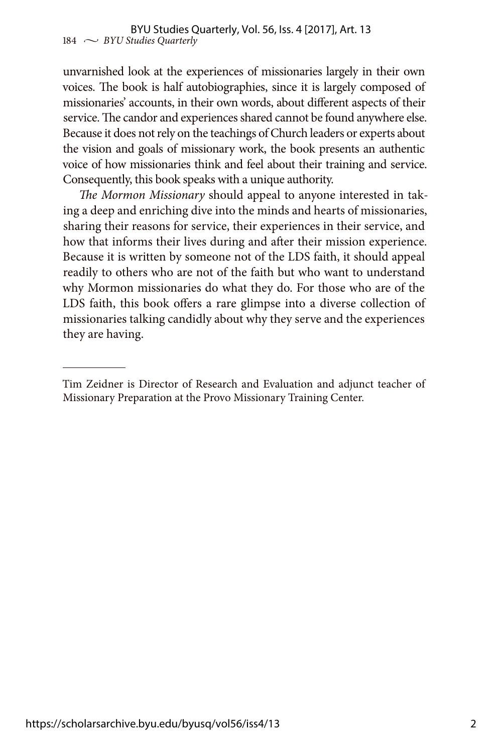unvarnished look at the experiences of missionaries largely in their own voices. The book is half autobiographies, since it is largely composed of missionaries' accounts, in their own words, about different aspects of their service. The candor and experiences shared cannot be found anywhere else. Because it does not rely on the teachings of Church leaders or experts about the vision and goals of missionary work, the book presents an authentic voice of how missionaries think and feel about their training and service. Consequently, this book speaks with a unique authority.

*The Mormon Missionary* should appeal to anyone interested in taking a deep and enriching dive into the minds and hearts of missionaries, sharing their reasons for service, their experiences in their service, and how that informs their lives during and after their mission experience. Because it is written by someone not of the LDS faith, it should appeal readily to others who are not of the faith but who want to understand why Mormon missionaries do what they do. For those who are of the LDS faith, this book offers a rare glimpse into a diverse collection of missionaries talking candidly about why they serve and the experiences they are having.

---

Tim Zeidner is Director of Research and Evaluation and adjunct teacher of Missionary Preparation at the Provo Missionary Training Center.